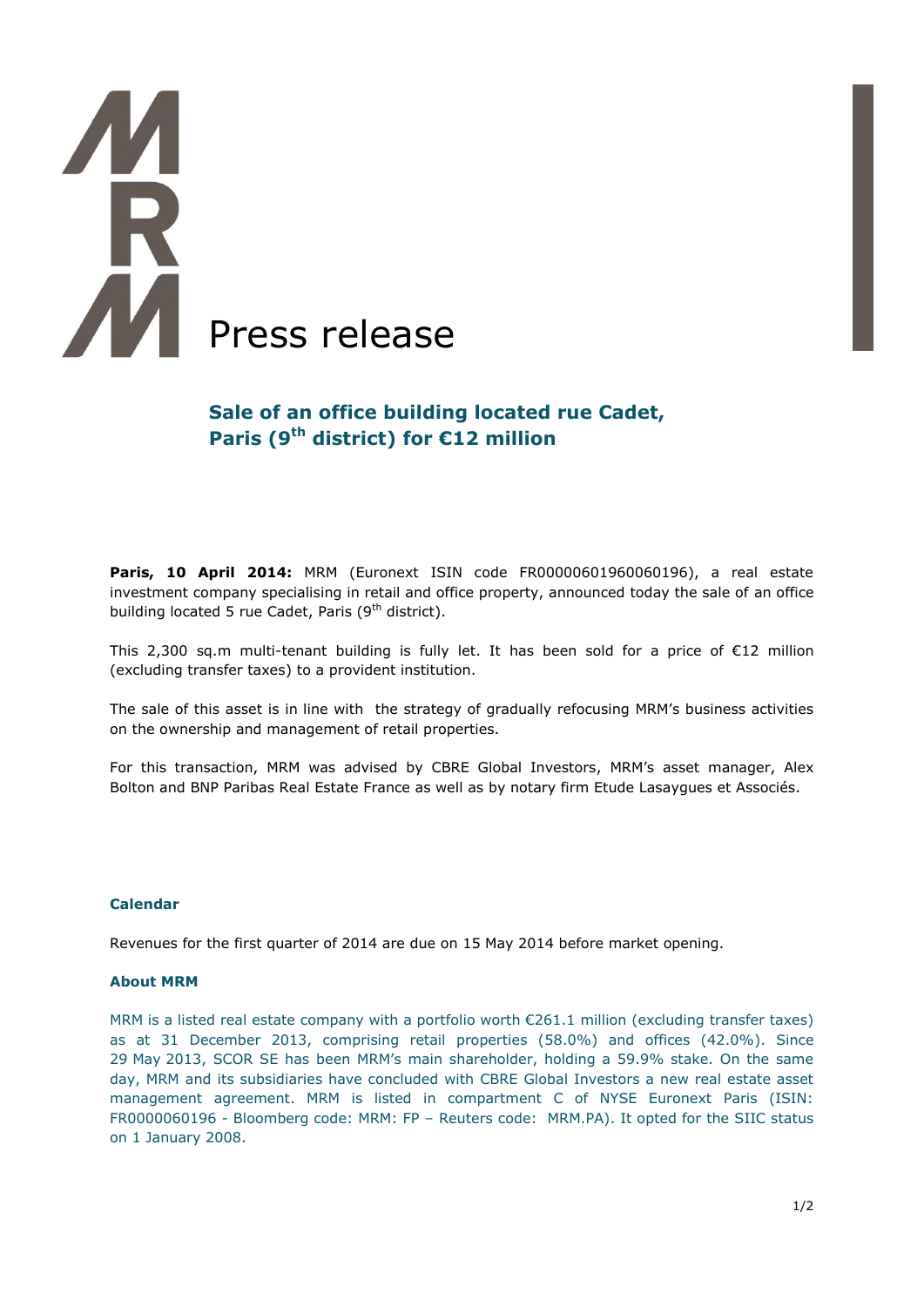# Press release

## Sale of an office building located rue Cadet, Paris (9th district) for €12 million

**Paris, 10 April 2014:** MRM (Euronext ISIN code FR00000601960060196), a real estate investment company specialising in retail and office property, announced today the sale of an office building located 5 rue Cadet, Paris (9th district).

This 2,300 sq.m multi-tenant building is fully let. It has been sold for a price of €12 million (excluding transfer taxes) to a provident institution.

The sale of this asset is in line with the strategy of gradually refocusing MRM's business activities on the ownership and management of retail properties.

For this transaction, MRM was advised by CBRE Global Investors, MRM's asset manager, Alex Bolton and BNP Paribas Real Estate France as well as by notary firm Etude Lasaygues et Associés.

### Calendar

Revenues for the first quarter of 2014 are due on 15 May 2014 before market opening.

### About MRM

MRM is a listed real estate company with a portfolio worth €261.1 million (excluding transfer taxes) as at 31 December 2013, comprising retail properties (58.0%) and offices (42.0%). Since 29 May 2013, SCOR SE has been MRM's main shareholder, holding a 59.9% stake. On the same day, MRM and its subsidiaries have concluded with CBRE Global Investors a new real estate asset management agreement. MRM is listed in compartment C of NYSE Euronext Paris (ISIN: FR0000060196 - Bloomberg code: MRM: FP – Reuters code: MRM.PA). It opted for the SIIC status on 1 January 2008.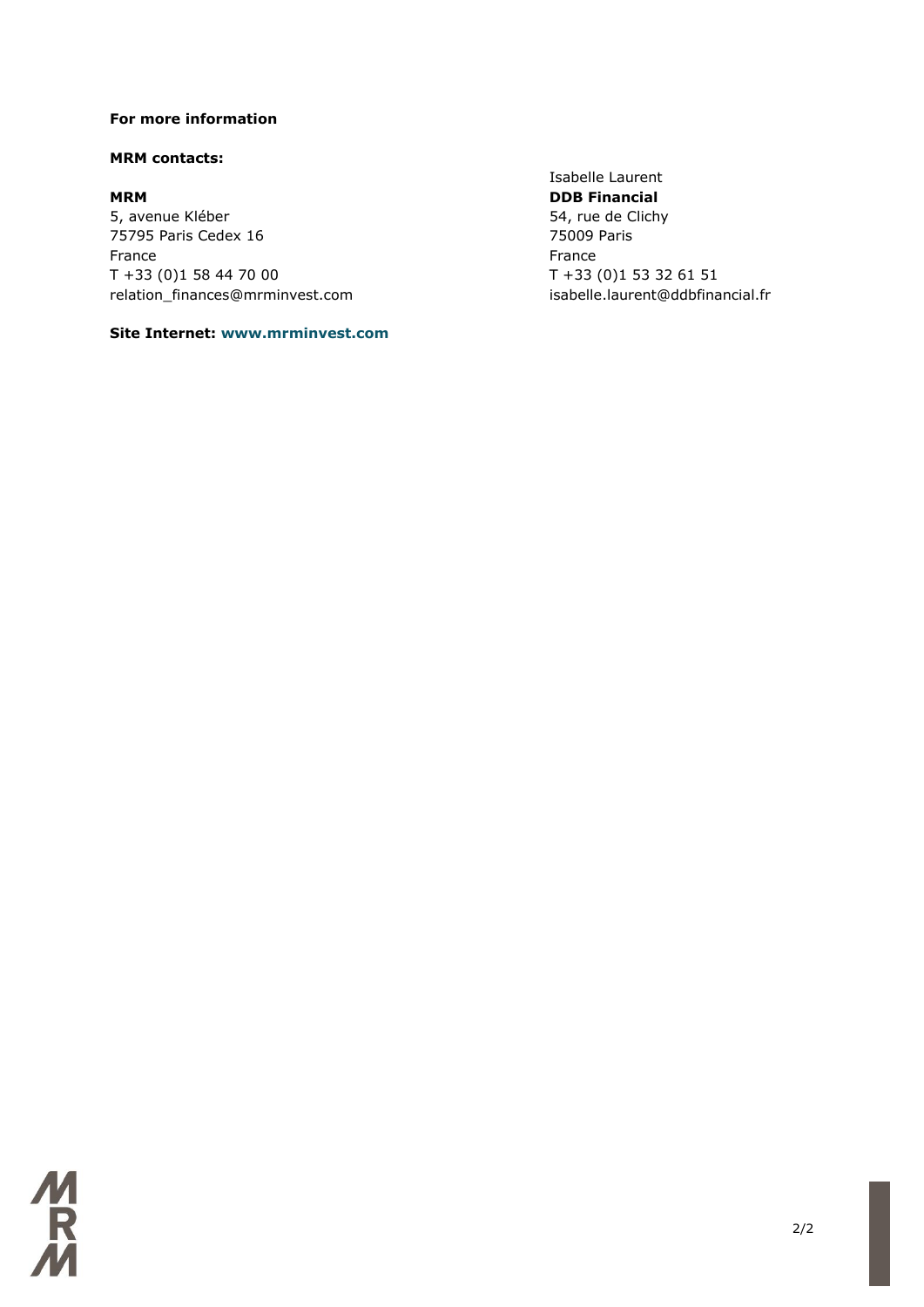**For more information**

**MRM contacts:**

**MRM**
5, avenue Kléber
75795 Paris Cedex 16
France
T +33 (0)1 58 44 70 00
relation_finances@mrminvest.com

Isabelle Laurent
**DDB Financial**
54, rue de Clichy
75009 Paris
France
T +33 (0)1 53 32 61 51
isabelle.laurent@ddbfinancial.fr

**Site Internet: www.mrminvest.com**